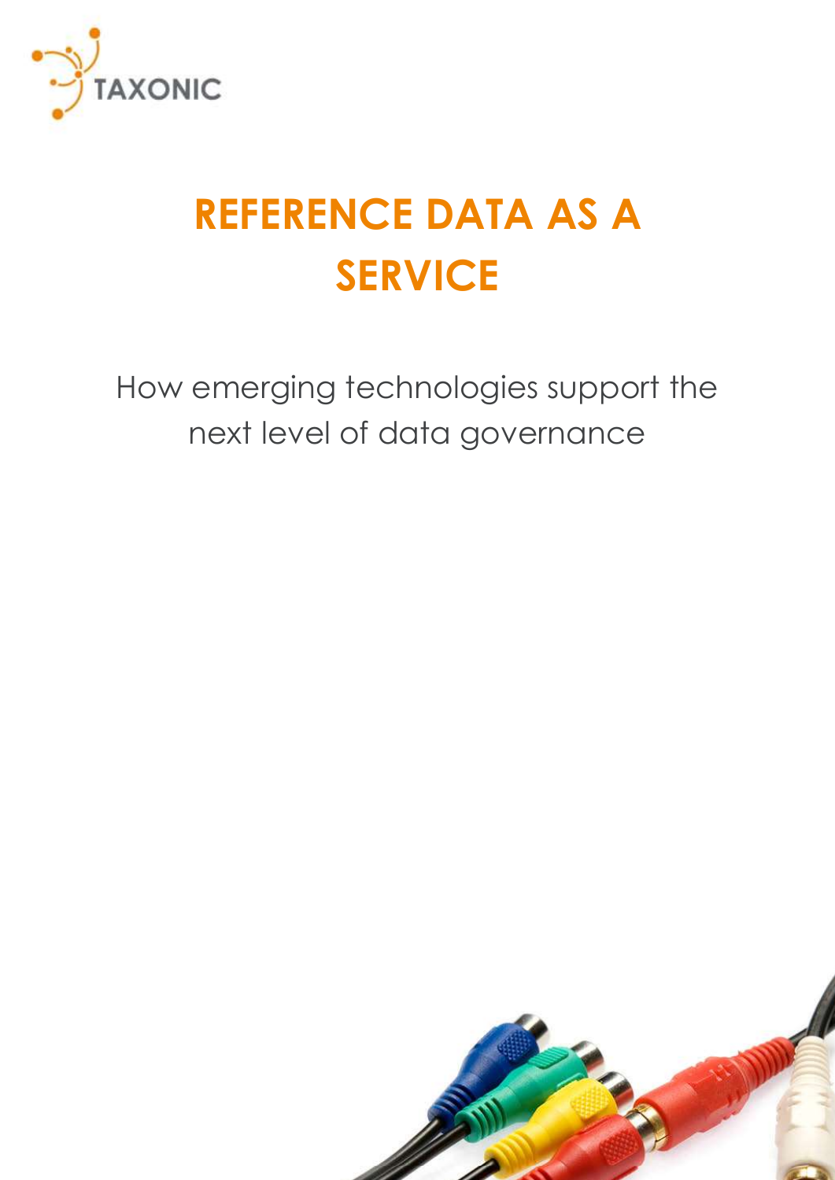TAXONIC

# REFERENCE DATA AS A SERVICE

How emerging technologies support the next level of data governance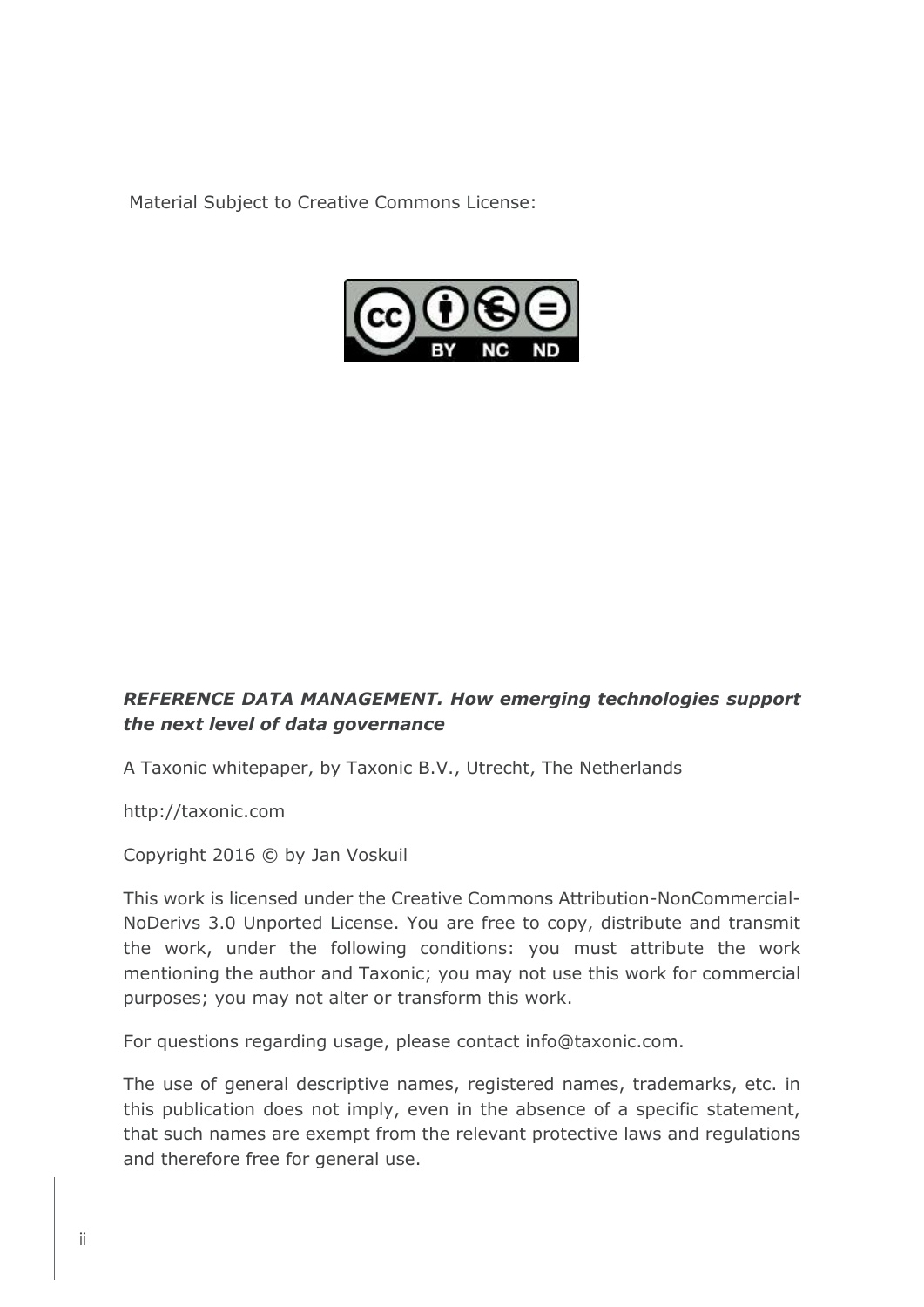Material Subject to Creative Commons License:

***REFERENCE DATA MANAGEMENT. How emerging technologies support the next level of data governance***

A Taxonic whitepaper, by Taxonic B.V., Utrecht, The Netherlands

http://taxonic.com

Copyright 2016 © by Jan Voskuil

This work is licensed under the Creative Commons Attribution-NonCommercial-NoDerivs 3.0 Unported License. You are free to copy, distribute and transmit the work, under the following conditions: you must attribute the work mentioning the author and Taxonic; you may not use this work for commercial purposes; you may not alter or transform this work.

For questions regarding usage, please contact info@taxonic.com.

The use of general descriptive names, registered names, trademarks, etc. in this publication does not imply, even in the absence of a specific statement, that such names are exempt from the relevant protective laws and regulations and therefore free for general use.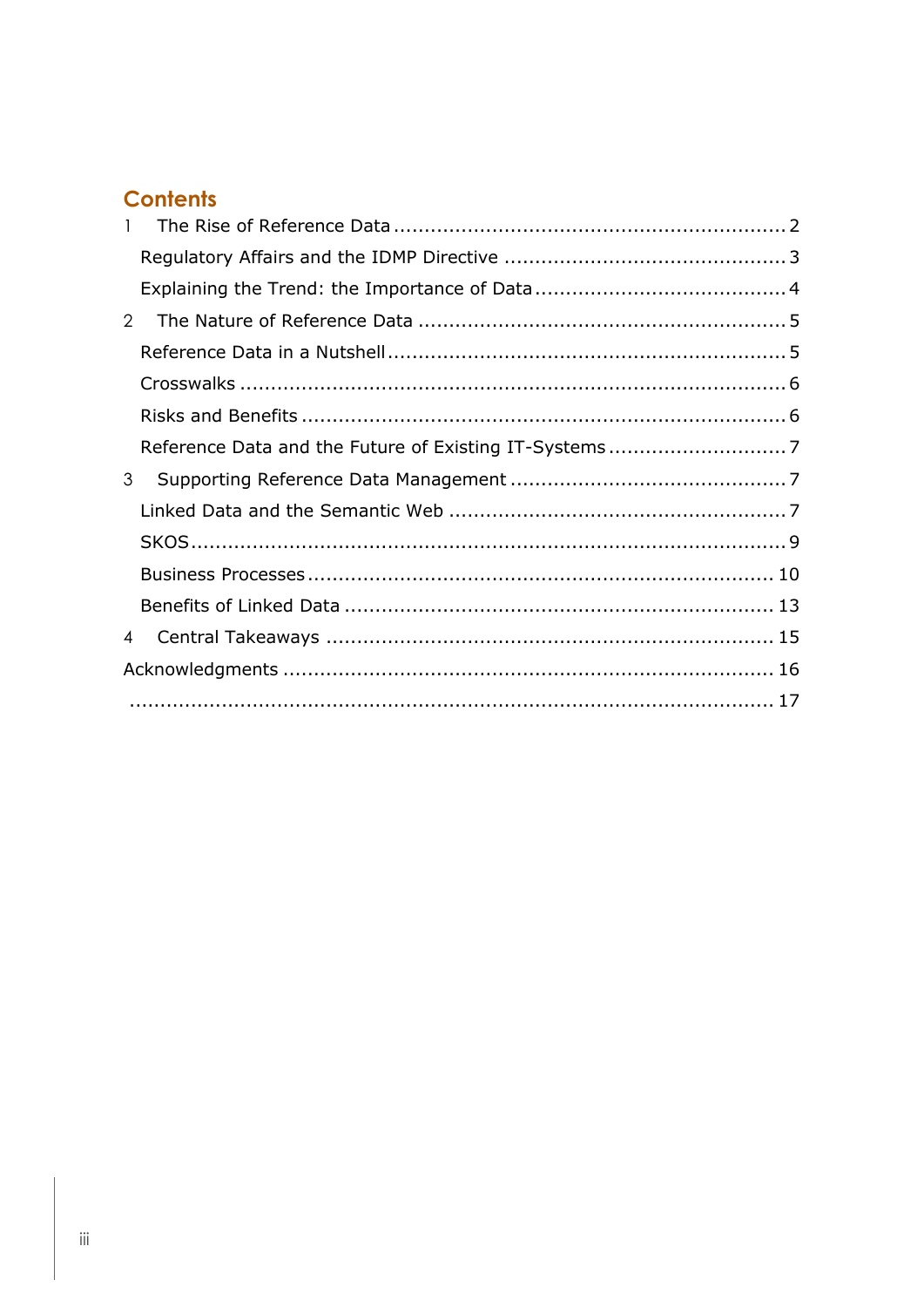# Contents

1 The Rise of Reference Data .................................................................. 2

Regulatory Affairs and the IDMP Directive ............................................. 3

Explaining the Trend: the Importance of Data ......................................... 4

2 The Nature of Reference Data ............................................................ 5

Reference Data in a Nutshell ................................................................. 5

Crosswalks ......................................................................................... 6

Risks and Benefits ............................................................................... 6

Reference Data and the Future of Existing IT-Systems ............................. 7

3 Supporting Reference Data Management ............................................. 7

Linked Data and the Semantic Web ....................................................... 7

SKOS ................................................................................................. 9

Business Processes ............................................................................ 10

Benefits of Linked Data ...................................................................... 13

4 Central Takeaways ......................................................................... 15

Acknowledgments ............................................................................... 16

............................................................................................................ 17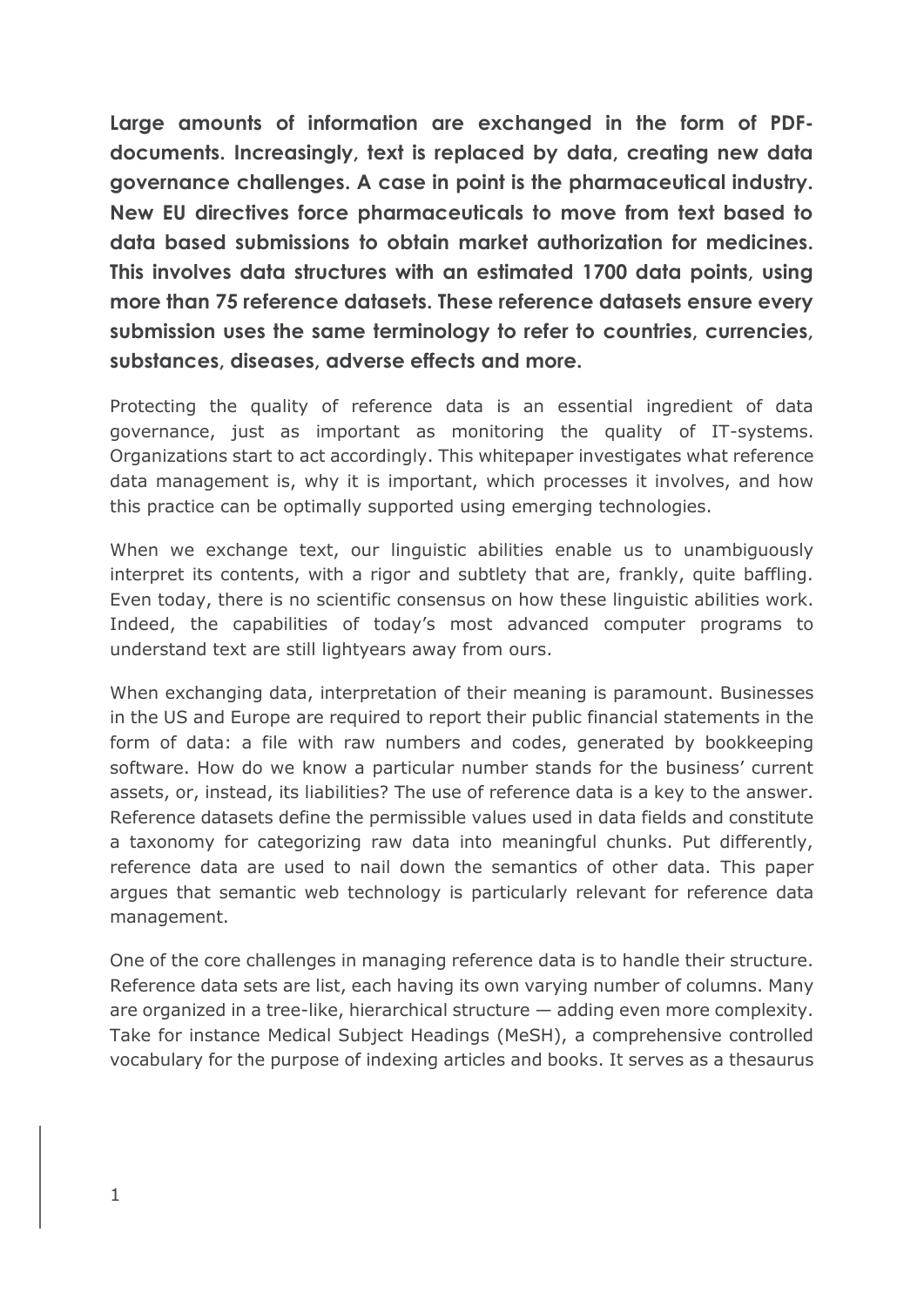**Large amounts of information are exchanged in the form of PDF-documents. Increasingly, text is replaced by data, creating new data governance challenges. A case in point is the pharmaceutical industry. New EU directives force pharmaceuticals to move from text based to data based submissions to obtain market authorization for medicines. This involves data structures with an estimated 1700 data points, using more than 75 reference datasets. These reference datasets ensure every submission uses the same terminology to refer to countries, currencies, substances, diseases, adverse effects and more.**

Protecting the quality of reference data is an essential ingredient of data governance, just as important as monitoring the quality of IT-systems. Organizations start to act accordingly. This whitepaper investigates what reference data management is, why it is important, which processes it involves, and how this practice can be optimally supported using emerging technologies.

When we exchange text, our linguistic abilities enable us to unambiguously interpret its contents, with a rigor and subtlety that are, frankly, quite baffling. Even today, there is no scientific consensus on how these linguistic abilities work. Indeed, the capabilities of today's most advanced computer programs to understand text are still lightyears away from ours.

When exchanging data, interpretation of their meaning is paramount. Businesses in the US and Europe are required to report their public financial statements in the form of data: a file with raw numbers and codes, generated by bookkeeping software. How do we know a particular number stands for the business' current assets, or, instead, its liabilities? The use of reference data is a key to the answer. Reference datasets define the permissible values used in data fields and constitute a taxonomy for categorizing raw data into meaningful chunks. Put differently, reference data are used to nail down the semantics of other data. This paper argues that semantic web technology is particularly relevant for reference data management.

One of the core challenges in managing reference data is to handle their structure. Reference data sets are list, each having its own varying number of columns. Many are organized in a tree-like, hierarchical structure — adding even more complexity. Take for instance Medical Subject Headings (MeSH), a comprehensive controlled vocabulary for the purpose of indexing articles and books. It serves as a thesaurus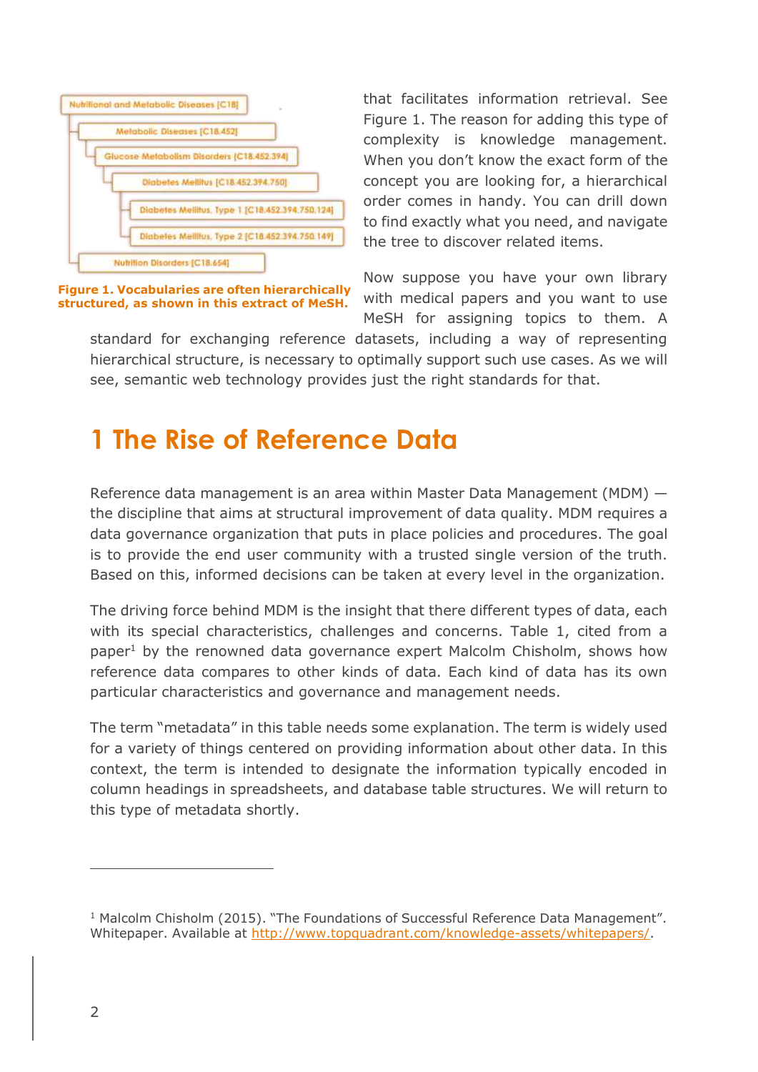Nutritional and Metabolic Diseases [C18]
- Metabolic Diseases [C18.452]
  - Glucose Metabolism Disorders [C18.452.394]
    - Diabetes Mellitus [C18.452.394.750]
      - Diabetes Mellitus, Type 1 [C18.452.394.750.124]
      - Diabetes Mellitus, Type 2 [C18.452.394.750.149]
- Nutrition Disorders [C18.654]

**Figure 1. Vocabularies are often hierarchically structured, as shown in this extract of MeSH.**

that facilitates information retrieval. See Figure 1. The reason for adding this type of complexity is knowledge management. When you don't know the exact form of the concept you are looking for, a hierarchical order comes in handy. You can drill down to find exactly what you need, and navigate the tree to discover related items.

Now suppose you have your own library with medical papers and you want to use MeSH for assigning topics to them. A standard for exchanging reference datasets, including a way of representing hierarchical structure, is necessary to optimally support such use cases. As we will see, semantic web technology provides just the right standards for that.

# 1 The Rise of Reference Data

Reference data management is an area within Master Data Management (MDM) — the discipline that aims at structural improvement of data quality. MDM requires a data governance organization that puts in place policies and procedures. The goal is to provide the end user community with a trusted single version of the truth. Based on this, informed decisions can be taken at every level in the organization.

The driving force behind MDM is the insight that there different types of data, each with its special characteristics, challenges and concerns. Table 1, cited from a paper[1] by the renowned data governance expert Malcolm Chisholm, shows how reference data compares to other kinds of data. Each kind of data has its own particular characteristics and governance and management needs.

The term "metadata" in this table needs some explanation. The term is widely used for a variety of things centered on providing information about other data. In this context, the term is intended to designate the information typically encoded in column headings in spreadsheets, and database table structures. We will return to this type of metadata shortly.

---

[1] Malcolm Chisholm (2015). "The Foundations of Successful Reference Data Management". Whitepaper. Available at http://www.topquadrant.com/knowledge-assets/whitepapers/.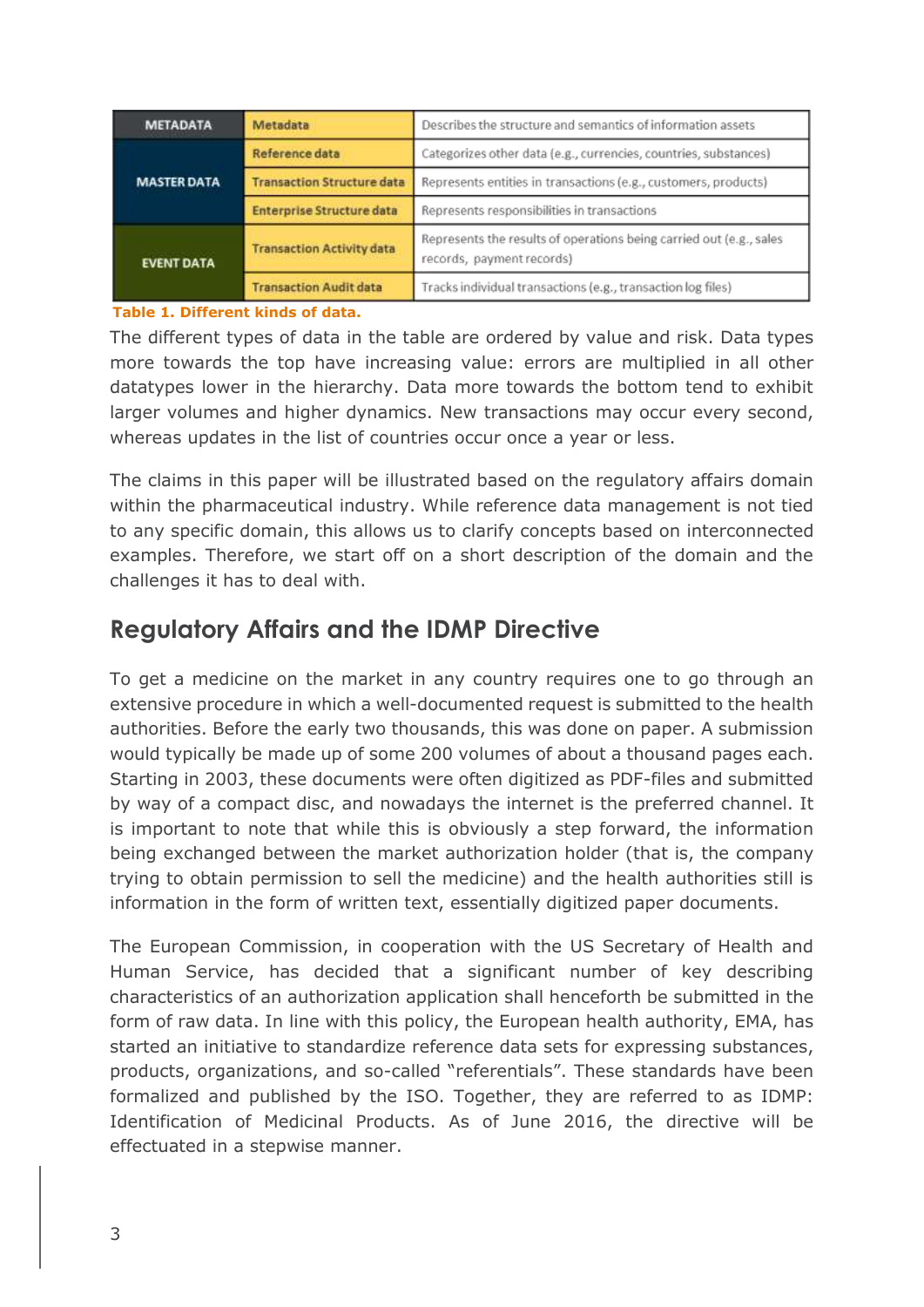| | | |
|---|---|---|
| METADATA | Metadata | Describes the structure and semantics of information assets |
| MASTER DATA | Reference data | Categorizes other data (e.g., currencies, countries, substances) |
| | Transaction Structure data | Represents entities in transactions (e.g., customers, products) |
| | Enterprise Structure data | Represents responsibilities in transactions |
| EVENT DATA | Transaction Activity data | Represents the results of operations being carried out (e.g., sales records, payment records) |
| | Transaction Audit data | Tracks individual transactions (e.g., transaction log files) |

**Table 1. Different kinds of data.**

The different types of data in the table are ordered by value and risk. Data types more towards the top have increasing value: errors are multiplied in all other datatypes lower in the hierarchy. Data more towards the bottom tend to exhibit larger volumes and higher dynamics. New transactions may occur every second, whereas updates in the list of countries occur once a year or less.

The claims in this paper will be illustrated based on the regulatory affairs domain within the pharmaceutical industry. While reference data management is not tied to any specific domain, this allows us to clarify concepts based on interconnected examples. Therefore, we start off on a short description of the domain and the challenges it has to deal with.

## Regulatory Affairs and the IDMP Directive

To get a medicine on the market in any country requires one to go through an extensive procedure in which a well-documented request is submitted to the health authorities. Before the early two thousands, this was done on paper. A submission would typically be made up of some 200 volumes of about a thousand pages each. Starting in 2003, these documents were often digitized as PDF-files and submitted by way of a compact disc, and nowadays the internet is the preferred channel. It is important to note that while this is obviously a step forward, the information being exchanged between the market authorization holder (that is, the company trying to obtain permission to sell the medicine) and the health authorities still is information in the form of written text, essentially digitized paper documents.

The European Commission, in cooperation with the US Secretary of Health and Human Service, has decided that a significant number of key describing characteristics of an authorization application shall henceforth be submitted in the form of raw data. In line with this policy, the European health authority, EMA, has started an initiative to standardize reference data sets for expressing substances, products, organizations, and so-called "referentials". These standards have been formalized and published by the ISO. Together, they are referred to as IDMP: Identification of Medicinal Products. As of June 2016, the directive will be effectuated in a stepwise manner.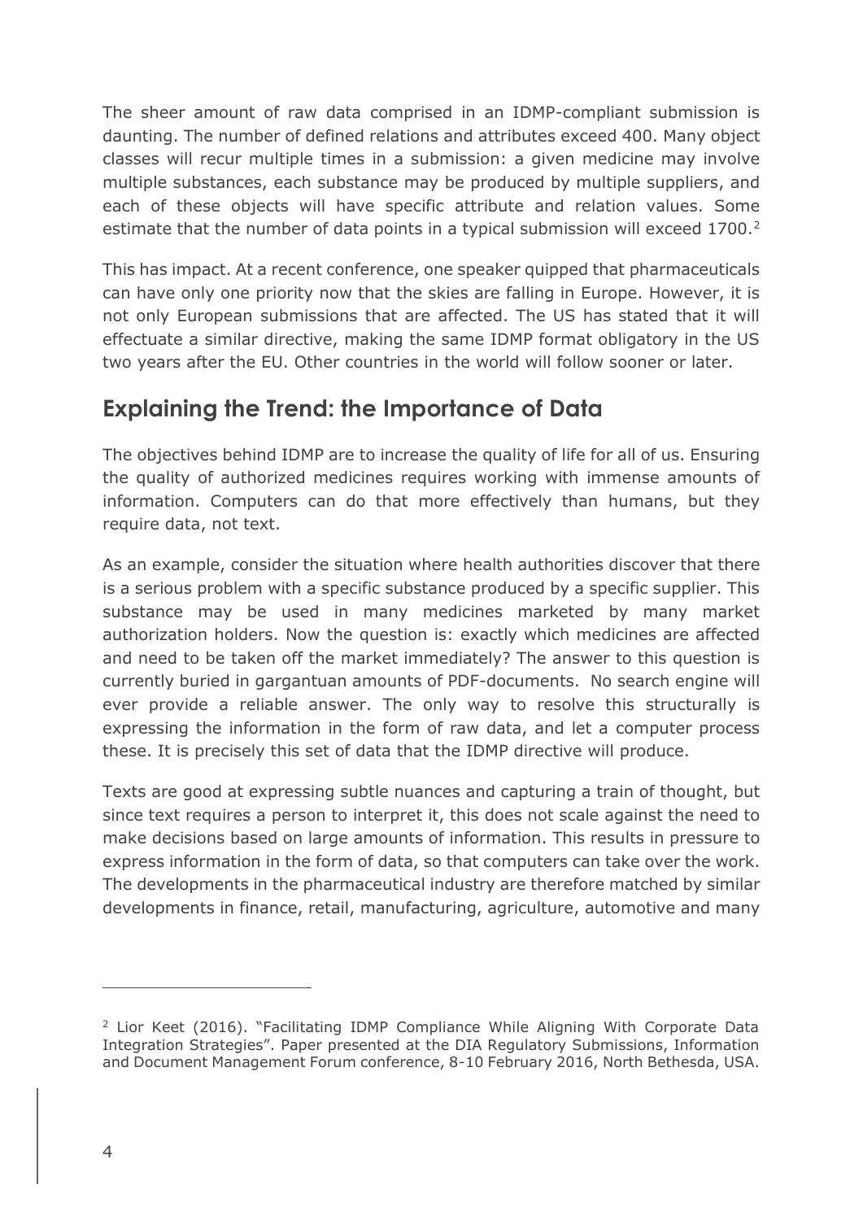The sheer amount of raw data comprised in an IDMP-compliant submission is daunting. The number of defined relations and attributes exceed 400. Many object classes will recur multiple times in a submission: a given medicine may involve multiple substances, each substance may be produced by multiple suppliers, and each of these objects will have specific attribute and relation values. Some estimate that the number of data points in a typical submission will exceed 1700.[2]

This has impact. At a recent conference, one speaker quipped that pharmaceuticals can have only one priority now that the skies are falling in Europe. However, it is not only European submissions that are affected. The US has stated that it will effectuate a similar directive, making the same IDMP format obligatory in the US two years after the EU. Other countries in the world will follow sooner or later.

## Explaining the Trend: the Importance of Data

The objectives behind IDMP are to increase the quality of life for all of us. Ensuring the quality of authorized medicines requires working with immense amounts of information. Computers can do that more effectively than humans, but they require data, not text.

As an example, consider the situation where health authorities discover that there is a serious problem with a specific substance produced by a specific supplier. This substance may be used in many medicines marketed by many market authorization holders. Now the question is: exactly which medicines are affected and need to be taken off the market immediately? The answer to this question is currently buried in gargantuan amounts of PDF-documents. No search engine will ever provide a reliable answer. The only way to resolve this structurally is expressing the information in the form of raw data, and let a computer process these. It is precisely this set of data that the IDMP directive will produce.

Texts are good at expressing subtle nuances and capturing a train of thought, but since text requires a person to interpret it, this does not scale against the need to make decisions based on large amounts of information. This results in pressure to express information in the form of data, so that computers can take over the work. The developments in the pharmaceutical industry are therefore matched by similar developments in finance, retail, manufacturing, agriculture, automotive and many

---

[2] Lior Keet (2016). "Facilitating IDMP Compliance While Aligning With Corporate Data Integration Strategies". Paper presented at the DIA Regulatory Submissions, Information and Document Management Forum conference, 8-10 February 2016, North Bethesda, USA.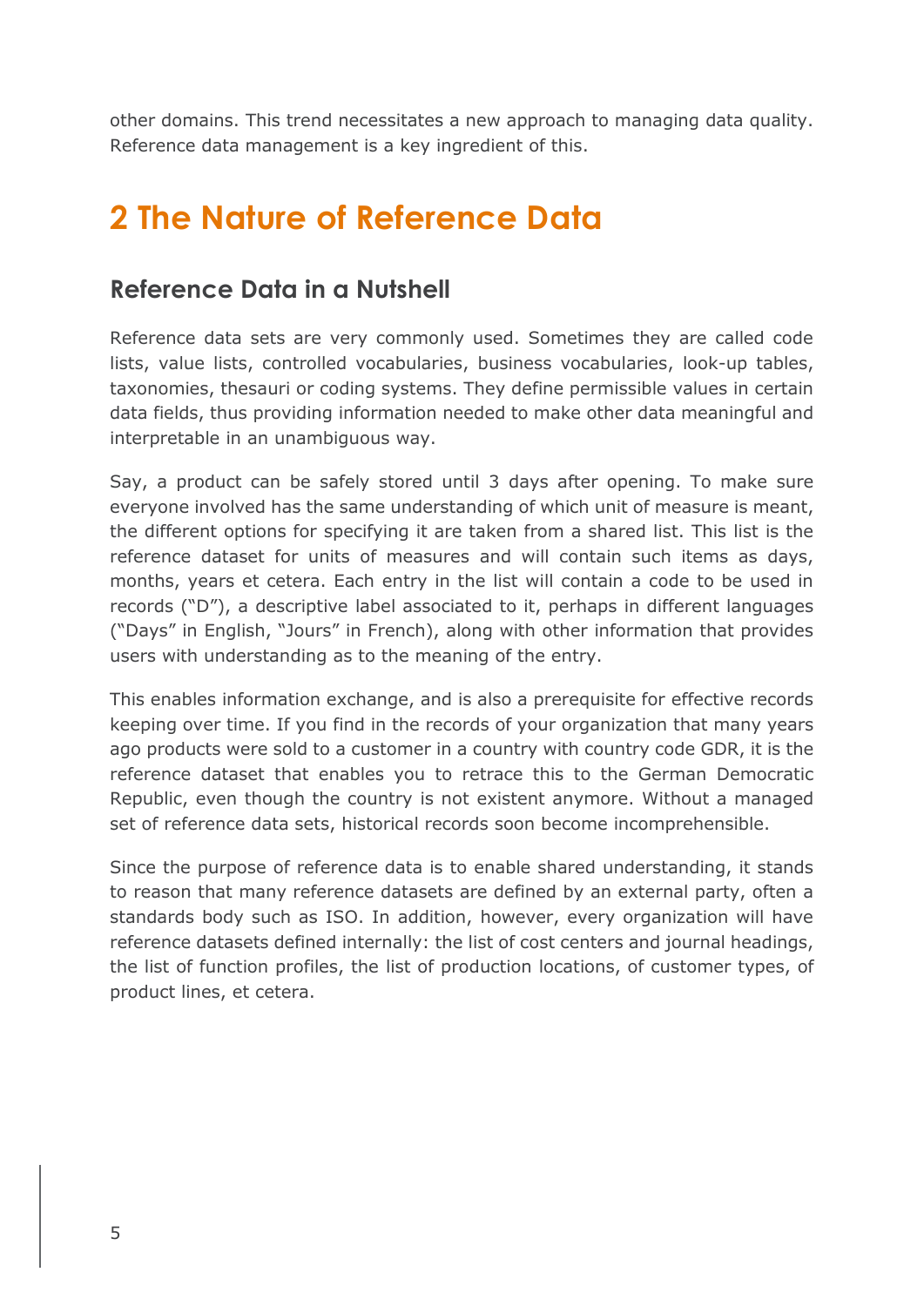other domains. This trend necessitates a new approach to managing data quality. Reference data management is a key ingredient of this.

# 2 The Nature of Reference Data

## Reference Data in a Nutshell

Reference data sets are very commonly used. Sometimes they are called code lists, value lists, controlled vocabularies, business vocabularies, look-up tables, taxonomies, thesauri or coding systems. They define permissible values in certain data fields, thus providing information needed to make other data meaningful and interpretable in an unambiguous way.

Say, a product can be safely stored until 3 days after opening. To make sure everyone involved has the same understanding of which unit of measure is meant, the different options for specifying it are taken from a shared list. This list is the reference dataset for units of measures and will contain such items as days, months, years et cetera. Each entry in the list will contain a code to be used in records ("D"), a descriptive label associated to it, perhaps in different languages ("Days" in English, "Jours" in French), along with other information that provides users with understanding as to the meaning of the entry.

This enables information exchange, and is also a prerequisite for effective records keeping over time. If you find in the records of your organization that many years ago products were sold to a customer in a country with country code GDR, it is the reference dataset that enables you to retrace this to the German Democratic Republic, even though the country is not existent anymore. Without a managed set of reference data sets, historical records soon become incomprehensible.

Since the purpose of reference data is to enable shared understanding, it stands to reason that many reference datasets are defined by an external party, often a standards body such as ISO. In addition, however, every organization will have reference datasets defined internally: the list of cost centers and journal headings, the list of function profiles, the list of production locations, of customer types, of product lines, et cetera.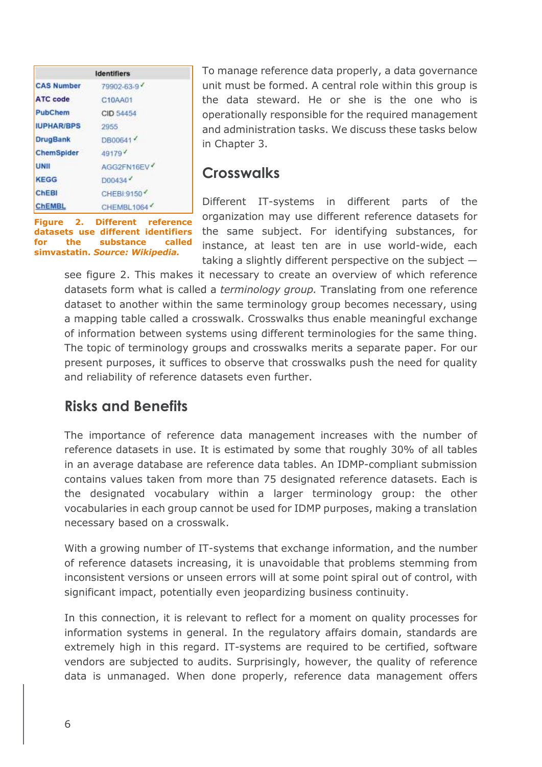| Identifiers | |
|---|---|
| CAS Number | 79902-63-9 ✓ |
| ATC code | C10AA01 |
| PubChem | CID 54454 |
| IUPHAR/BPS | 2955 |
| DrugBank | DB00641 ✓ |
| ChemSpider | 49179 ✓ |
| UNII | AGG2FN16EV ✓ |
| KEGG | D00434 ✓ |
| ChEBI | CHEBI:9150 ✓ |
| ChEMBL | CHEMBL1064 ✓ |

**Figure 2. Different reference datasets use different identifiers for the substance called simvastatin.** ***Source: Wikipedia.***

To manage reference data properly, a data governance unit must be formed. A central role within this group is the data steward. He or she is the one who is operationally responsible for the required management and administration tasks. We discuss these tasks below in Chapter 3.

## Crosswalks

Different IT-systems in different parts of the organization may use different reference datasets for the same subject. For identifying substances, for instance, at least ten are in use world-wide, each taking a slightly different perspective on the subject — see figure 2. This makes it necessary to create an overview of which reference datasets form what is called a *terminology group.* Translating from one reference dataset to another within the same terminology group becomes necessary, using a mapping table called a crosswalk. Crosswalks thus enable meaningful exchange of information between systems using different terminologies for the same thing. The topic of terminology groups and crosswalks merits a separate paper. For our present purposes, it suffices to observe that crosswalks push the need for quality and reliability of reference datasets even further.

## Risks and Benefits

The importance of reference data management increases with the number of reference datasets in use. It is estimated by some that roughly 30% of all tables in an average database are reference data tables. An IDMP-compliant submission contains values taken from more than 75 designated reference datasets. Each is the designated vocabulary within a larger terminology group: the other vocabularies in each group cannot be used for IDMP purposes, making a translation necessary based on a crosswalk.

With a growing number of IT-systems that exchange information, and the number of reference datasets increasing, it is unavoidable that problems stemming from inconsistent versions or unseen errors will at some point spiral out of control, with significant impact, potentially even jeopardizing business continuity.

In this connection, it is relevant to reflect for a moment on quality processes for information systems in general. In the regulatory affairs domain, standards are extremely high in this regard. IT-systems are required to be certified, software vendors are subjected to audits. Surprisingly, however, the quality of reference data is unmanaged. When done properly, reference data management offers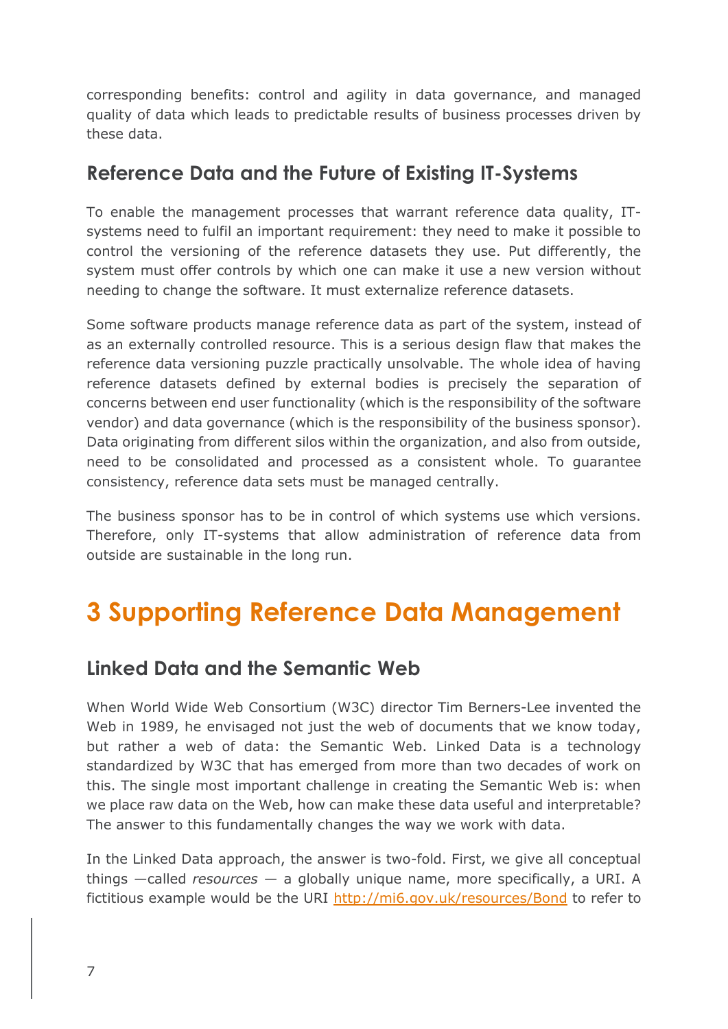corresponding benefits: control and agility in data governance, and managed quality of data which leads to predictable results of business processes driven by these data.

## Reference Data and the Future of Existing IT-Systems

To enable the management processes that warrant reference data quality, IT-systems need to fulfil an important requirement: they need to make it possible to control the versioning of the reference datasets they use. Put differently, the system must offer controls by which one can make it use a new version without needing to change the software. It must externalize reference datasets.

Some software products manage reference data as part of the system, instead of as an externally controlled resource. This is a serious design flaw that makes the reference data versioning puzzle practically unsolvable. The whole idea of having reference datasets defined by external bodies is precisely the separation of concerns between end user functionality (which is the responsibility of the software vendor) and data governance (which is the responsibility of the business sponsor). Data originating from different silos within the organization, and also from outside, need to be consolidated and processed as a consistent whole. To guarantee consistency, reference data sets must be managed centrally.

The business sponsor has to be in control of which systems use which versions. Therefore, only IT-systems that allow administration of reference data from outside are sustainable in the long run.

# 3 Supporting Reference Data Management

## Linked Data and the Semantic Web

When World Wide Web Consortium (W3C) director Tim Berners-Lee invented the Web in 1989, he envisaged not just the web of documents that we know today, but rather a web of data: the Semantic Web. Linked Data is a technology standardized by W3C that has emerged from more than two decades of work on this. The single most important challenge in creating the Semantic Web is: when we place raw data on the Web, how can make these data useful and interpretable? The answer to this fundamentally changes the way we work with data.

In the Linked Data approach, the answer is two-fold. First, we give all conceptual things —called *resources* — a globally unique name, more specifically, a URI. A fictitious example would be the URI http://mi6.gov.uk/resources/Bond to refer to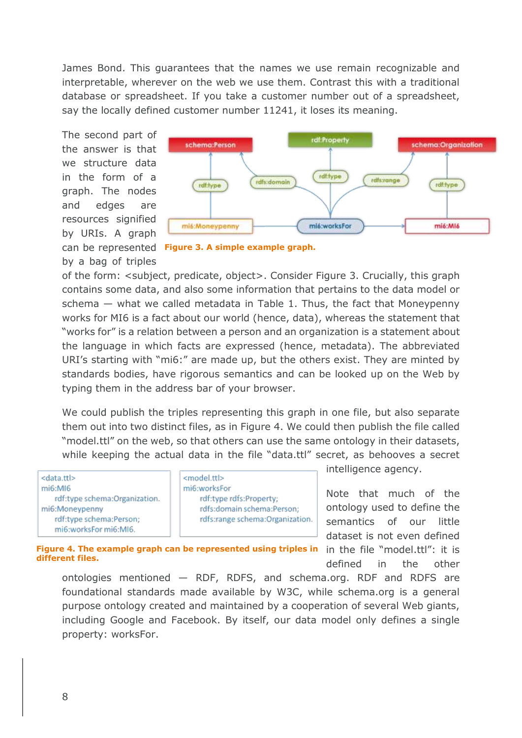James Bond. This guarantees that the names we use remain recognizable and interpretable, wherever on the web we use them. Contrast this with a traditional database or spreadsheet. If you take a customer number out of a spreadsheet, say the locally defined customer number 11241, it loses its meaning.

The second part of the answer is that we structure data in the form of a graph. The nodes and edges are resources signified by URIs. A graph can be represented by a bag of triples of the form: <subject, predicate, object>. Consider Figure 3. Crucially, this graph contains some data, and also some information that pertains to the data model or schema — what we called metadata in Table 1. Thus, the fact that Moneypenny works for MI6 is a fact about our world (hence, data), whereas the statement that "works for" is a relation between a person and an organization is a statement about the language in which facts are expressed (hence, metadata). The abbreviated URI's starting with "mi6:" are made up, but the others exist. They are minted by standards bodies, have rigorous semantics and can be looked up on the Web by typing them in the address bar of your browser.

**Figure 3. A simple example graph.**

We could publish the triples representing this graph in one file, but also separate them out into two distinct files, as in Figure 4. We could then publish the file called "model.ttl" on the web, so that others can use the same ontology in their datasets, while keeping the actual data in the file "data.ttl" secret, as behooves a secret intelligence agency.

```
<data.ttl>
mi6:MI6
    rdf:type schema:Organization.
mi6:Moneypenny
    rdf:type schema:Person;
    mi6:worksFor mi6:MI6.
```

```
<model.ttl>
mi6:worksFor
    rdf:type rdfs:Property;
    rdfs:domain schema:Person;
    rdfs:range schema:Organization.
```

**Figure 4. The example graph can be represented using triples in different files.**

Note that much of the ontology used to define the semantics of our little dataset is not even defined in the file "model.ttl": it is defined in the other ontologies mentioned — RDF, RDFS, and schema.org. RDF and RDFS are foundational standards made available by W3C, while schema.org is a general purpose ontology created and maintained by a cooperation of several Web giants, including Google and Facebook. By itself, our data model only defines a single property: worksFor.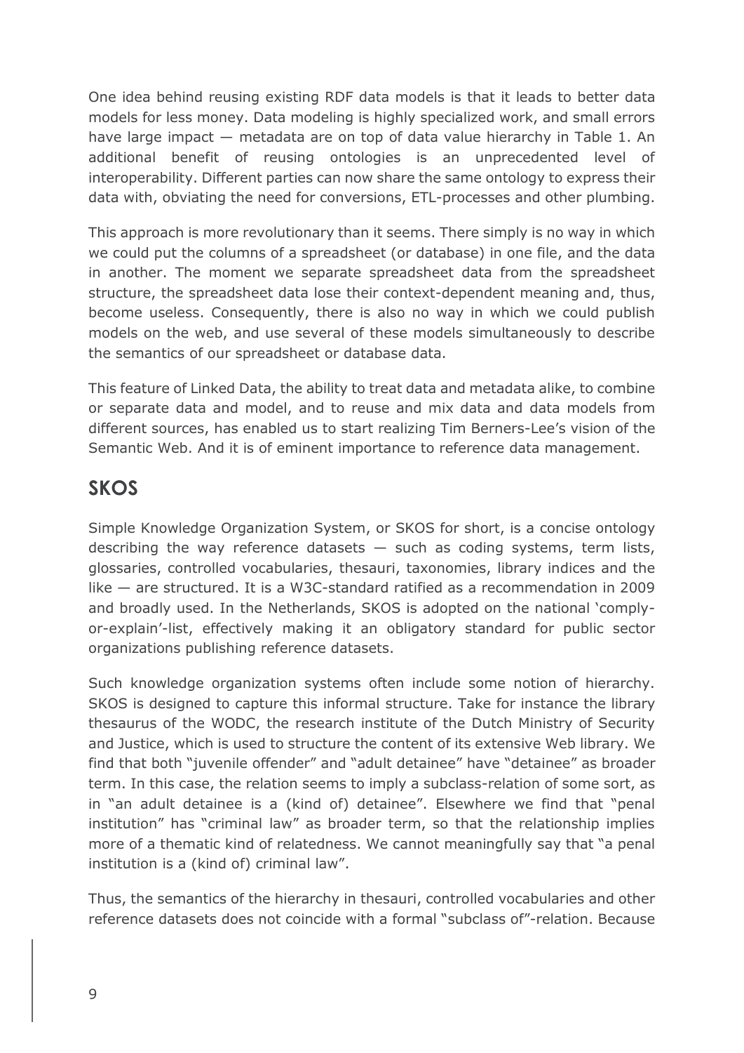One idea behind reusing existing RDF data models is that it leads to better data models for less money. Data modeling is highly specialized work, and small errors have large impact — metadata are on top of data value hierarchy in Table 1. An additional benefit of reusing ontologies is an unprecedented level of interoperability. Different parties can now share the same ontology to express their data with, obviating the need for conversions, ETL-processes and other plumbing.

This approach is more revolutionary than it seems. There simply is no way in which we could put the columns of a spreadsheet (or database) in one file, and the data in another. The moment we separate spreadsheet data from the spreadsheet structure, the spreadsheet data lose their context-dependent meaning and, thus, become useless. Consequently, there is also no way in which we could publish models on the web, and use several of these models simultaneously to describe the semantics of our spreadsheet or database data.

This feature of Linked Data, the ability to treat data and metadata alike, to combine or separate data and model, and to reuse and mix data and data models from different sources, has enabled us to start realizing Tim Berners-Lee's vision of the Semantic Web. And it is of eminent importance to reference data management.

## SKOS

Simple Knowledge Organization System, or SKOS for short, is a concise ontology describing the way reference datasets — such as coding systems, term lists, glossaries, controlled vocabularies, thesauri, taxonomies, library indices and the like — are structured. It is a W3C-standard ratified as a recommendation in 2009 and broadly used. In the Netherlands, SKOS is adopted on the national 'comply-or-explain'-list, effectively making it an obligatory standard for public sector organizations publishing reference datasets.

Such knowledge organization systems often include some notion of hierarchy. SKOS is designed to capture this informal structure. Take for instance the library thesaurus of the WODC, the research institute of the Dutch Ministry of Security and Justice, which is used to structure the content of its extensive Web library. We find that both "juvenile offender" and "adult detainee" have "detainee" as broader term. In this case, the relation seems to imply a subclass-relation of some sort, as in "an adult detainee is a (kind of) detainee". Elsewhere we find that "penal institution" has "criminal law" as broader term, so that the relationship implies more of a thematic kind of relatedness. We cannot meaningfully say that "a penal institution is a (kind of) criminal law".

Thus, the semantics of the hierarchy in thesauri, controlled vocabularies and other reference datasets does not coincide with a formal "subclass of"-relation. Because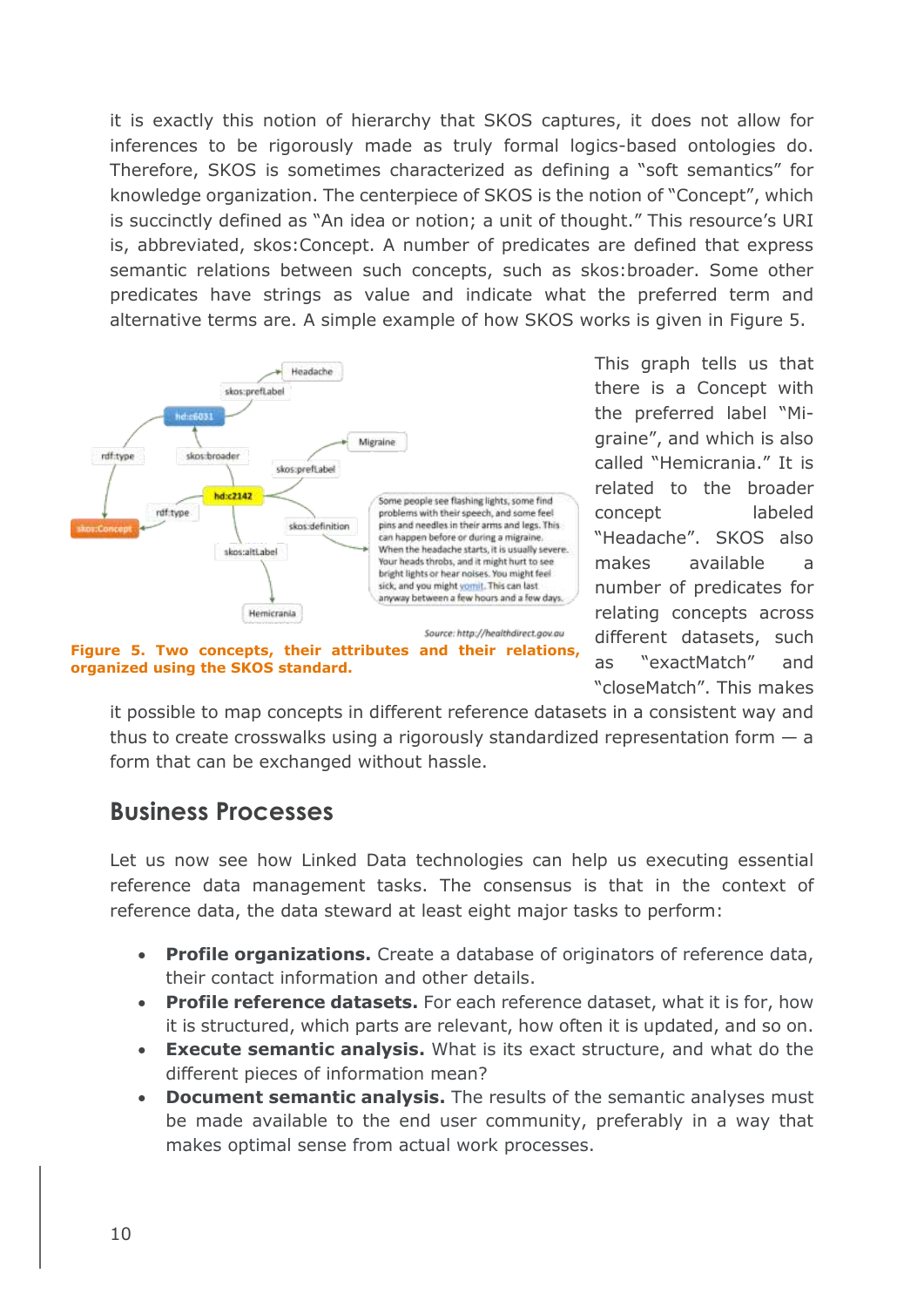it is exactly this notion of hierarchy that SKOS captures, it does not allow for inferences to be rigorously made as truly formal logics-based ontologies do. Therefore, SKOS is sometimes characterized as defining a "soft semantics" for knowledge organization. The centerpiece of SKOS is the notion of "Concept", which is succinctly defined as "An idea or notion; a unit of thought." This resource's URI is, abbreviated, skos:Concept. A number of predicates are defined that express semantic relations between such concepts, such as skos:broader. Some other predicates have strings as value and indicate what the preferred term and alternative terms are. A simple example of how SKOS works is given in Figure 5.

**Figure 5. Two concepts, their attributes and their relations, organized using the SKOS standard.**

This graph tells us that there is a Concept with the preferred label "Migraine", and which is also called "Hemicrania." It is related to the broader concept labeled "Headache". SKOS also makes available a number of predicates for relating concepts across different datasets, such as "exactMatch" and "closeMatch". This makes it possible to map concepts in different reference datasets in a consistent way and thus to create crosswalks using a rigorously standardized representation form — a form that can be exchanged without hassle.

## Business Processes

Let us now see how Linked Data technologies can help us executing essential reference data management tasks. The consensus is that in the context of reference data, the data steward at least eight major tasks to perform:

- **Profile organizations.** Create a database of originators of reference data, their contact information and other details.
- **Profile reference datasets.** For each reference dataset, what it is for, how it is structured, which parts are relevant, how often it is updated, and so on.
- **Execute semantic analysis.** What is its exact structure, and what do the different pieces of information mean?
- **Document semantic analysis.** The results of the semantic analyses must be made available to the end user community, preferably in a way that makes optimal sense from actual work processes.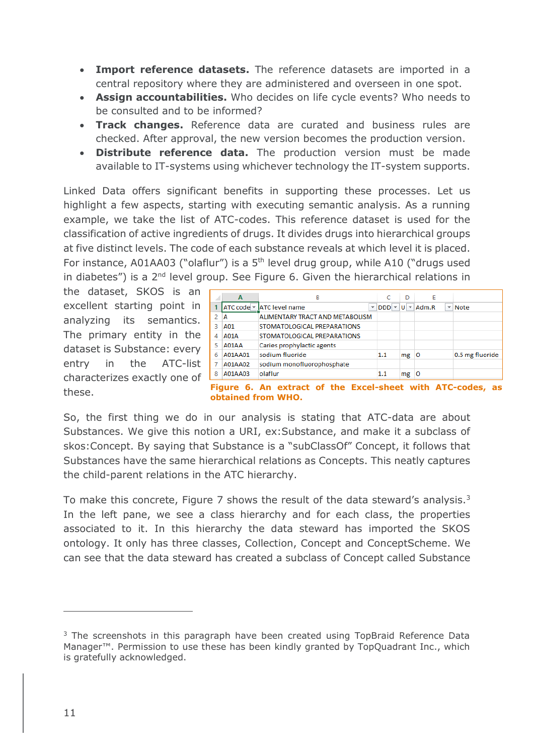- **Import reference datasets.** The reference datasets are imported in a central repository where they are administered and overseen in one spot.
- **Assign accountabilities.** Who decides on life cycle events? Who needs to be consulted and to be informed?
- **Track changes.** Reference data are curated and business rules are checked. After approval, the new version becomes the production version.
- **Distribute reference data.** The production version must be made available to IT-systems using whichever technology the IT-system supports.

Linked Data offers significant benefits in supporting these processes. Let us highlight a few aspects, starting with executing semantic analysis. As a running example, we take the list of ATC-codes. This reference dataset is used for the classification of active ingredients of drugs. It divides drugs into hierarchical groups at five distinct levels. The code of each substance reveals at which level it is placed. For instance, A01AA03 ("olaflur") is a 5th level drug group, while A10 ("drugs used in diabetes") is a 2nd level group. See Figure 6. Given the hierarchical relations in the dataset, SKOS is an excellent starting point in analyzing its semantics. The primary entity in the dataset is Substance: every entry in the ATC-list characterizes exactly one of these.

| | A | B | C | D | E | |
|---|---|---|---|---|---|---|
| 1 | ATC code | ATC level name | DDD | U | Adm.R | Note |
| 2 | A | ALIMENTARY TRACT AND METABOLISM | | | | |
| 3 | A01 | STOMATOLOGICAL PREPARATIONS | | | | |
| 4 | A01A | STOMATOLOGICAL PREPARATIONS | | | | |
| 5 | A01AA | Caries prophylactic agents | | | | |
| 6 | A01AA01 | sodium fluoride | 1.1 | mg | O | 0.5 mg fluoride |
| 7 | A01AA02 | sodium monofluorophosphate | | | | |
| 8 | A01AA03 | olaflur | 1.1 | mg | O | |

**Figure 6. An extract of the Excel-sheet with ATC-codes, as obtained from WHO.**

So, the first thing we do in our analysis is stating that ATC-data are about Substances. We give this notion a URI, ex:Substance, and make it a subclass of skos:Concept. By saying that Substance is a "subClassOf" Concept, it follows that Substances have the same hierarchical relations as Concepts. This neatly captures the child-parent relations in the ATC hierarchy.

To make this concrete, Figure 7 shows the result of the data steward's analysis.[3] In the left pane, we see a class hierarchy and for each class, the properties associated to it. In this hierarchy the data steward has imported the SKOS ontology. It only has three classes, Collection, Concept and ConceptScheme. We can see that the data steward has created a subclass of Concept called Substance

[3] The screenshots in this paragraph have been created using TopBraid Reference Data Manager™. Permission to use these has been kindly granted by TopQuadrant Inc., which is gratefully acknowledged.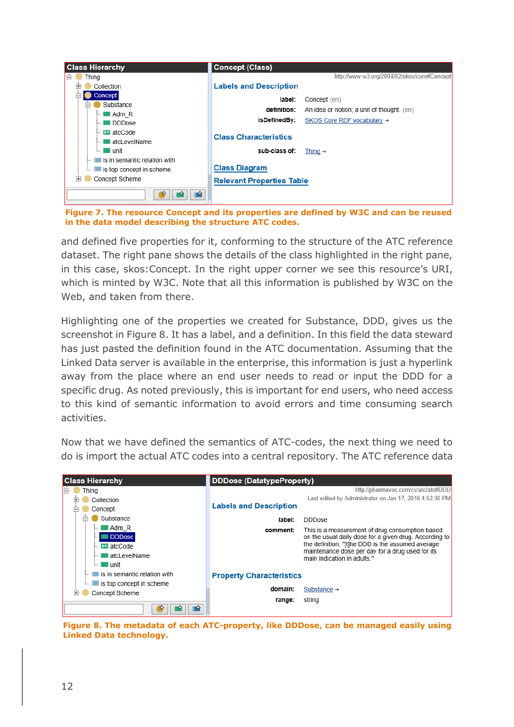**Figure 7. The resource Concept and its properties are defined by W3C and can be reused in the data model describing the structure ATC codes.**

and defined five properties for it, conforming to the structure of the ATC reference dataset. The right pane shows the details of the class highlighted in the right pane, in this case, skos:Concept. In the right upper corner we see this resource's URI, which is minted by W3C. Note that all this information is published by W3C on the Web, and taken from there.

Highlighting one of the properties we created for Substance, DDD, gives us the screenshot in Figure 8. It has a label, and a definition. In this field the data steward has just pasted the definition found in the ATC documentation. Assuming that the Linked Data server is available in the enterprise, this information is just a hyperlink away from the place where an end user needs to read or input the DDD for a specific drug. As noted previously, this is important for end users, who need access to this kind of semantic information to avoid errors and time consuming search activities.

Now that we have defined the semantics of ATC-codes, the next thing we need to do is import the actual ATC codes into a central repository. The ATC reference data

**Figure 8. The metadata of each ATC-property, like DDDose, can be managed easily using Linked Data technology.**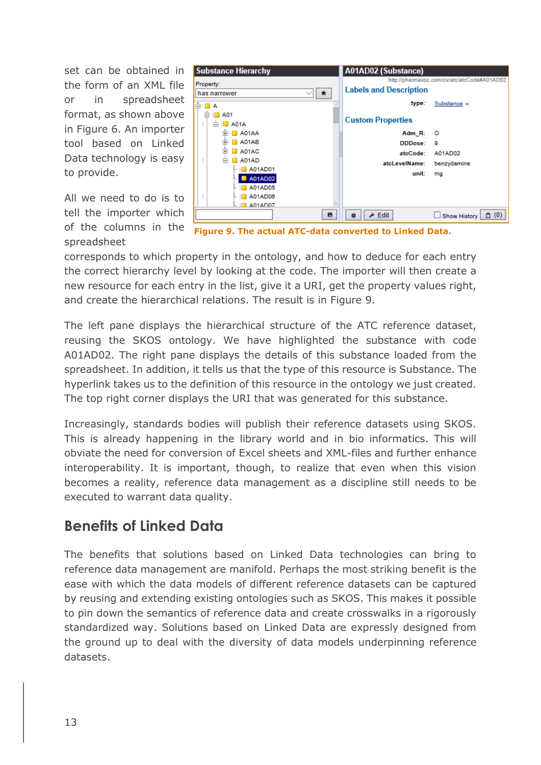set can be obtained in the form of an XML file or in spreadsheet format, as shown above in Figure 6. An importer tool based on Linked Data technology is easy to provide.

All we need to do is to tell the importer which of the columns in the spreadsheet corresponds to which property in the ontology, and how to deduce for each entry the correct hierarchy level by looking at the code. The importer will then create a new resource for each entry in the list, give it a URI, get the property values right, and create the hierarchical relations. The result is in Figure 9.

**Figure 9. The actual ATC-data converted to Linked Data.**

The left pane displays the hierarchical structure of the ATC reference dataset, reusing the SKOS ontology. We have highlighted the substance with code A01AD02. The right pane displays the details of this substance loaded from the spreadsheet. In addition, it tells us that the type of this resource is Substance. The hyperlink takes us to the definition of this resource in the ontology we just created. The top right corner displays the URI that was generated for this substance.

Increasingly, standards bodies will publish their reference datasets using SKOS. This is already happening in the library world and in bio informatics. This will obviate the need for conversion of Excel sheets and XML-files and further enhance interoperability. It is important, though, to realize that even when this vision becomes a reality, reference data management as a discipline still needs to be executed to warrant data quality.

## Benefits of Linked Data

The benefits that solutions based on Linked Data technologies can bring to reference data management are manifold. Perhaps the most striking benefit is the ease with which the data models of different reference datasets can be captured by reusing and extending existing ontologies such as SKOS. This makes it possible to pin down the semantics of reference data and create crosswalks in a rigorously standardized way. Solutions based on Linked Data are expressly designed from the ground up to deal with the diversity of data models underpinning reference datasets.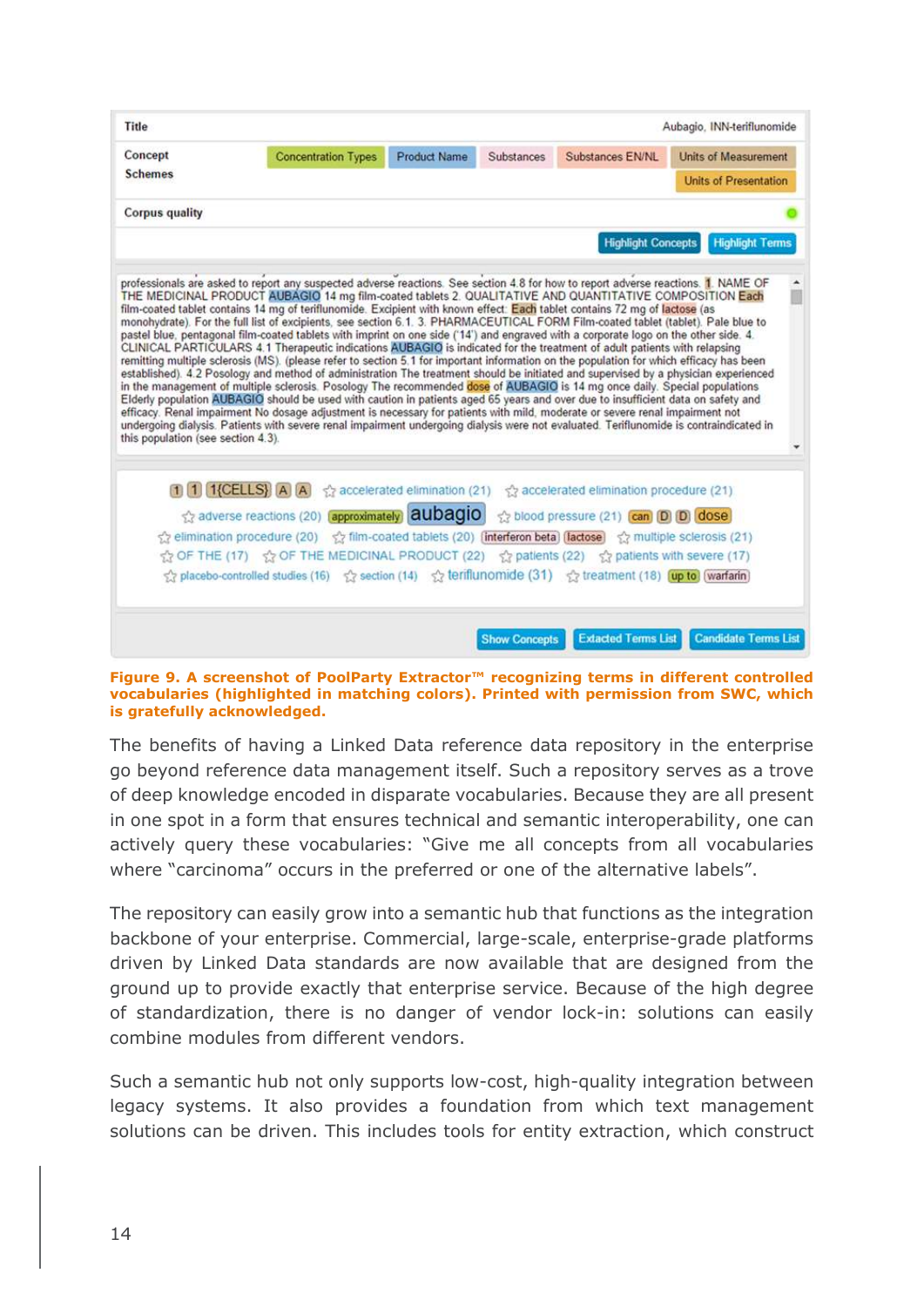**Figure 9. A screenshot of PoolParty Extractor™ recognizing terms in different controlled vocabularies (highlighted in matching colors). Printed with permission from SWC, which is gratefully acknowledged.**

The benefits of having a Linked Data reference data repository in the enterprise go beyond reference data management itself. Such a repository serves as a trove of deep knowledge encoded in disparate vocabularies. Because they are all present in one spot in a form that ensures technical and semantic interoperability, one can actively query these vocabularies: "Give me all concepts from all vocabularies where "carcinoma" occurs in the preferred or one of the alternative labels".

The repository can easily grow into a semantic hub that functions as the integration backbone of your enterprise. Commercial, large-scale, enterprise-grade platforms driven by Linked Data standards are now available that are designed from the ground up to provide exactly that enterprise service. Because of the high degree of standardization, there is no danger of vendor lock-in: solutions can easily combine modules from different vendors.

Such a semantic hub not only supports low-cost, high-quality integration between legacy systems. It also provides a foundation from which text management solutions can be driven. This includes tools for entity extraction, which construct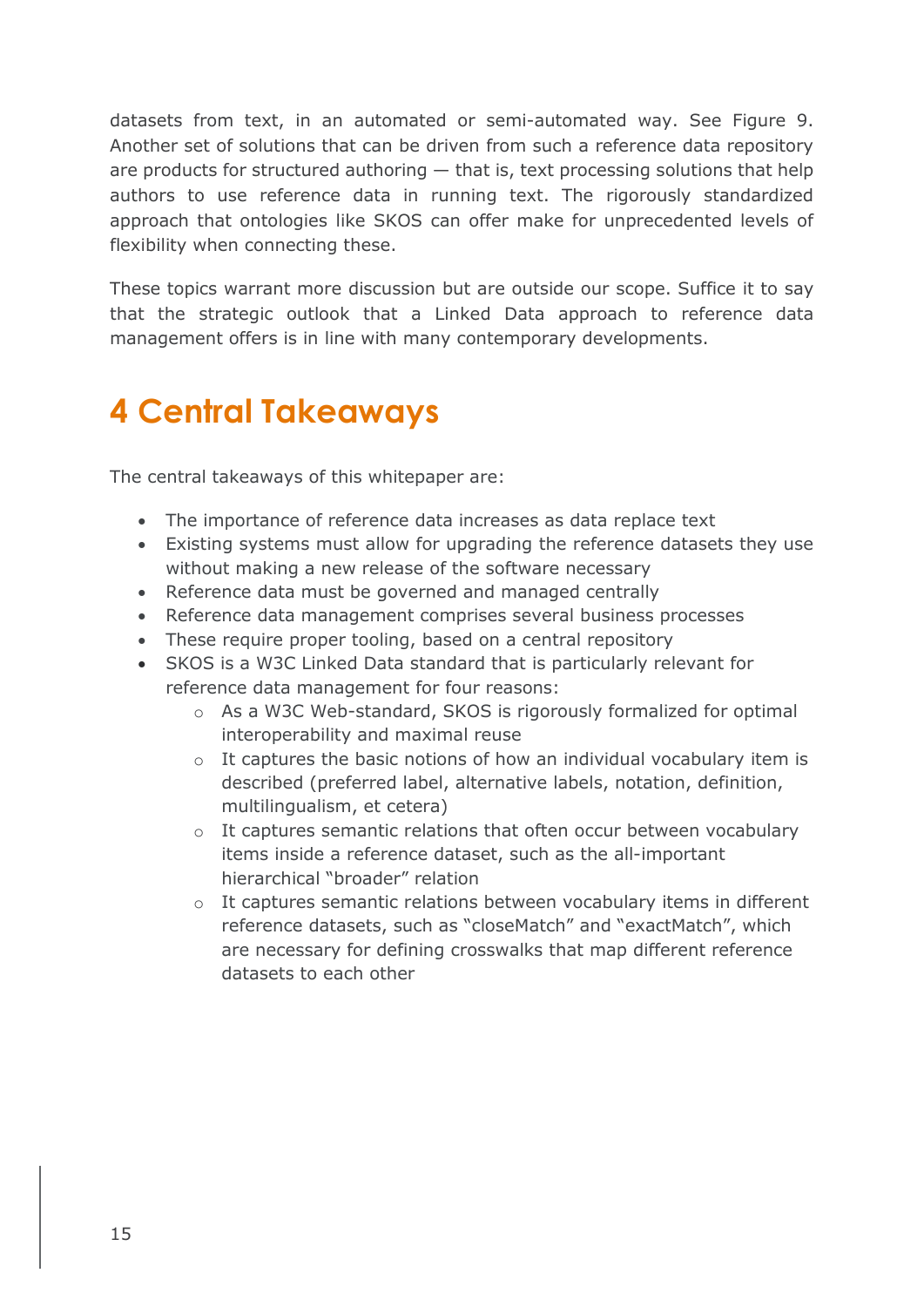datasets from text, in an automated or semi-automated way. See Figure 9. Another set of solutions that can be driven from such a reference data repository are products for structured authoring — that is, text processing solutions that help authors to use reference data in running text. The rigorously standardized approach that ontologies like SKOS can offer make for unprecedented levels of flexibility when connecting these.

These topics warrant more discussion but are outside our scope. Suffice it to say that the strategic outlook that a Linked Data approach to reference data management offers is in line with many contemporary developments.

# 4 Central Takeaways

The central takeaways of this whitepaper are:

- The importance of reference data increases as data replace text
- Existing systems must allow for upgrading the reference datasets they use without making a new release of the software necessary
- Reference data must be governed and managed centrally
- Reference data management comprises several business processes
- These require proper tooling, based on a central repository
- SKOS is a W3C Linked Data standard that is particularly relevant for reference data management for four reasons:
  - As a W3C Web-standard, SKOS is rigorously formalized for optimal interoperability and maximal reuse
  - It captures the basic notions of how an individual vocabulary item is described (preferred label, alternative labels, notation, definition, multilingualism, et cetera)
  - It captures semantic relations that often occur between vocabulary items inside a reference dataset, such as the all-important hierarchical "broader" relation
  - It captures semantic relations between vocabulary items in different reference datasets, such as "closeMatch" and "exactMatch", which are necessary for defining crosswalks that map different reference datasets to each other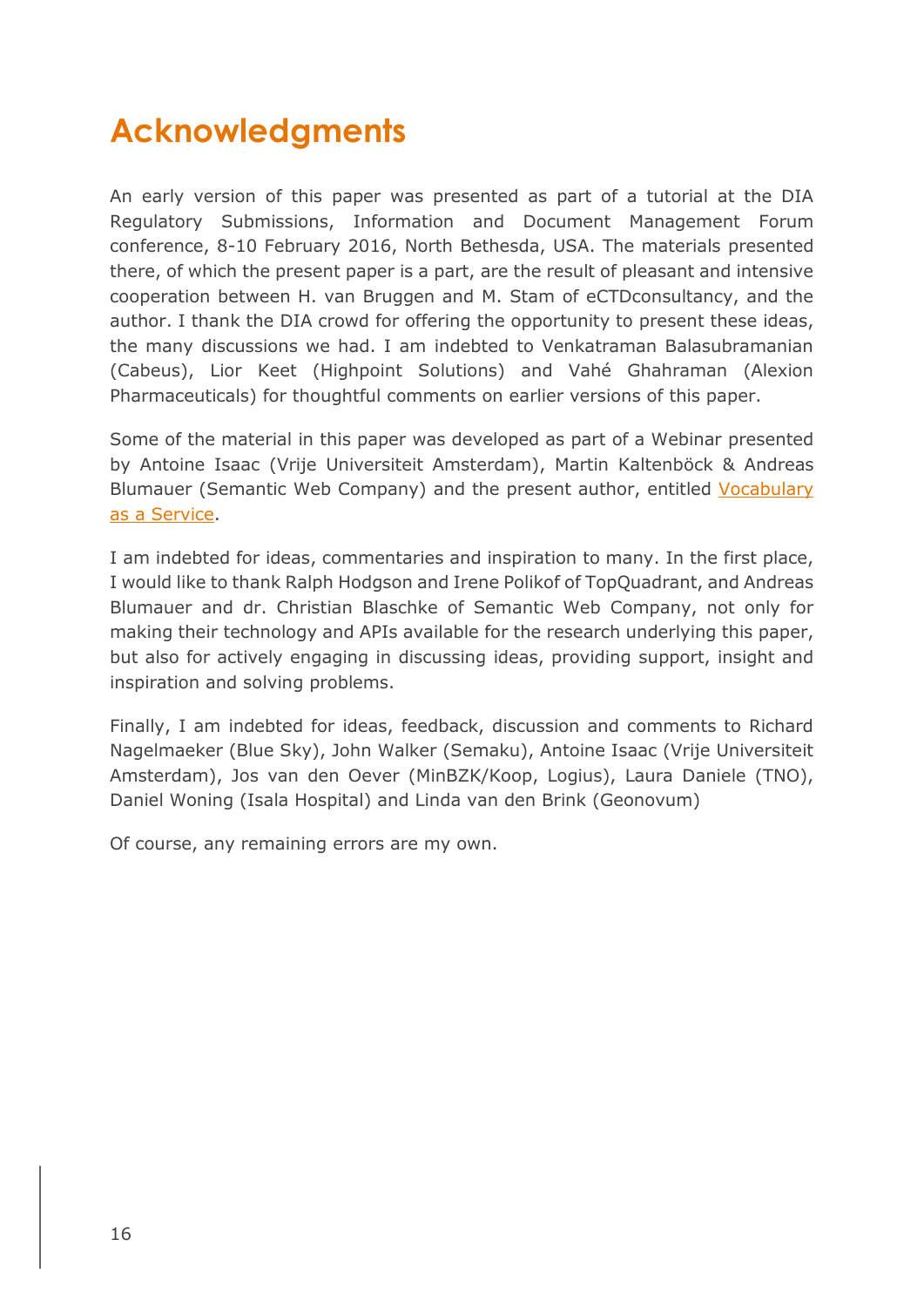# Acknowledgments

An early version of this paper was presented as part of a tutorial at the DIA Regulatory Submissions, Information and Document Management Forum conference, 8-10 February 2016, North Bethesda, USA. The materials presented there, of which the present paper is a part, are the result of pleasant and intensive cooperation between H. van Bruggen and M. Stam of eCTDconsultancy, and the author. I thank the DIA crowd for offering the opportunity to present these ideas, the many discussions we had. I am indebted to Venkatraman Balasubramanian (Cabeus), Lior Keet (Highpoint Solutions) and Vahé Ghahraman (Alexion Pharmaceuticals) for thoughtful comments on earlier versions of this paper.

Some of the material in this paper was developed as part of a Webinar presented by Antoine Isaac (Vrije Universiteit Amsterdam), Martin Kaltenböck & Andreas Blumauer (Semantic Web Company) and the present author, entitled Vocabulary as a Service.

I am indebted for ideas, commentaries and inspiration to many. In the first place, I would like to thank Ralph Hodgson and Irene Polikof of TopQuadrant, and Andreas Blumauer and dr. Christian Blaschke of Semantic Web Company, not only for making their technology and APIs available for the research underlying this paper, but also for actively engaging in discussing ideas, providing support, insight and inspiration and solving problems.

Finally, I am indebted for ideas, feedback, discussion and comments to Richard Nagelmaeker (Blue Sky), John Walker (Semaku), Antoine Isaac (Vrije Universiteit Amsterdam), Jos van den Oever (MinBZK/Koop, Logius), Laura Daniele (TNO), Daniel Woning (Isala Hospital) and Linda van den Brink (Geonovum)

Of course, any remaining errors are my own.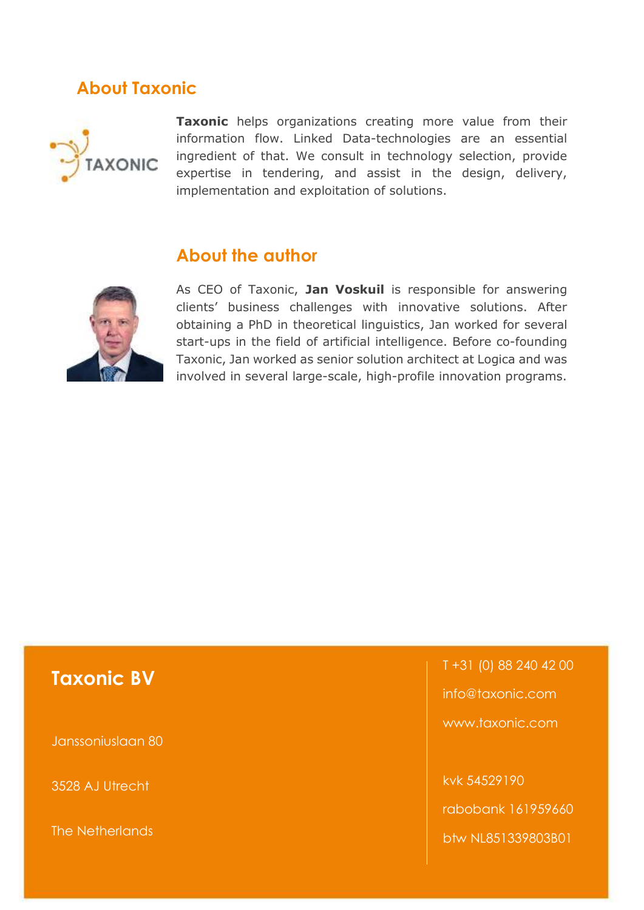## About Taxonic

**Taxonic** helps organizations creating more value from their information flow. Linked Data-technologies are an essential ingredient of that. We consult in technology selection, provide expertise in tendering, and assist in the design, delivery, implementation and exploitation of solutions.

## About the author

As CEO of Taxonic, **Jan Voskuil** is responsible for answering clients' business challenges with innovative solutions. After obtaining a PhD in theoretical linguistics, Jan worked for several start-ups in the field of artificial intelligence. Before co-founding Taxonic, Jan worked as senior solution architect at Logica and was involved in several large-scale, high-profile innovation programs.

**Taxonic BV**

Janssoniuslaan 80

3528 AJ Utrecht

The Netherlands

T +31 (0) 88 240 42 00

info@taxonic.com

www.taxonic.com

kvk 54529190

rabobank 161959660

btw NL851339803B01